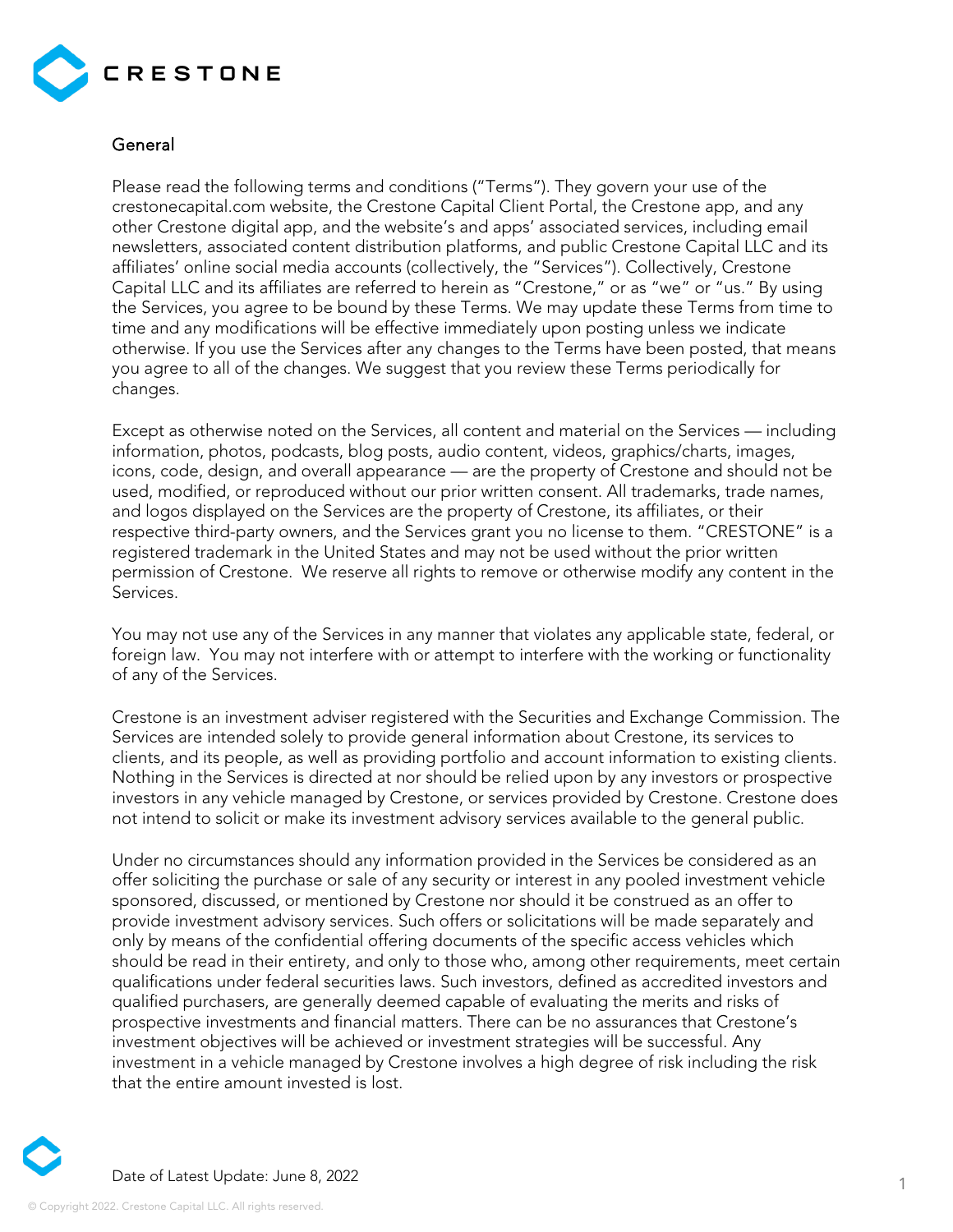CRESTONE

## General

Please read the following terms and conditions ("Terms"). They govern your use of the crestonecapital.com website, the Crestone Capital Client Portal, the Crestone app, and any other Crestone digital app, and the website's and apps' associated services, including email newsletters, associated content distribution platforms, and public Crestone Capital LLC and its affiliates' online social media accounts (collectively, the "Services"). Collectively, Crestone Capital LLC and its affiliates are referred to herein as "Crestone," or as "we" or "us." By using the Services, you agree to be bound by these Terms. We may update these Terms from time to time and any modifications will be effective immediately upon posting unless we indicate otherwise. If you use the Services after any changes to the Terms have been posted, that means you agree to all of the changes. We suggest that you review these Terms periodically for changes.

Except as otherwise noted on the Services, all content and material on the Services — including information, photos, podcasts, blog posts, audio content, videos, graphics/charts, images, icons, code, design, and overall appearance — are the property of Crestone and should not be used, modified, or reproduced without our prior written consent. All trademarks, trade names, and logos displayed on the Services are the property of Crestone, its affiliates, or their respective third-party owners, and the Services grant you no license to them. "CRESTONE" is a registered trademark in the United States and may not be used without the prior written permission of Crestone. We reserve all rights to remove or otherwise modify any content in the Services.

You may not use any of the Services in any manner that violates any applicable state, federal, or foreign law. You may not interfere with or attempt to interfere with the working or functionality of any of the Services.

Crestone is an investment adviser registered with the Securities and Exchange Commission. The Services are intended solely to provide general information about Crestone, its services to clients, and its people, as well as providing portfolio and account information to existing clients. Nothing in the Services is directed at nor should be relied upon by any investors or prospective investors in any vehicle managed by Crestone, or services provided by Crestone. Crestone does not intend to solicit or make its investment advisory services available to the general public.

Under no circumstances should any information provided in the Services be considered as an offer soliciting the purchase or sale of any security or interest in any pooled investment vehicle sponsored, discussed, or mentioned by Crestone nor should it be construed as an offer to provide investment advisory services. Such offers or solicitations will be made separately and only by means of the confidential offering documents of the specific access vehicles which should be read in their entirety, and only to those who, among other requirements, meet certain qualifications under federal securities laws. Such investors, defined as accredited investors and qualified purchasers, are generally deemed capable of evaluating the merits and risks of prospective investments and financial matters. There can be no assurances that Crestone's investment objectives will be achieved or investment strategies will be successful. Any investment in a vehicle managed by Crestone involves a high degree of risk including the risk that the entire amount invested is lost.

Date of Latest Update: June 8, 2022

© Copyright 2022. Crestone Capital LLC. All rights reserved.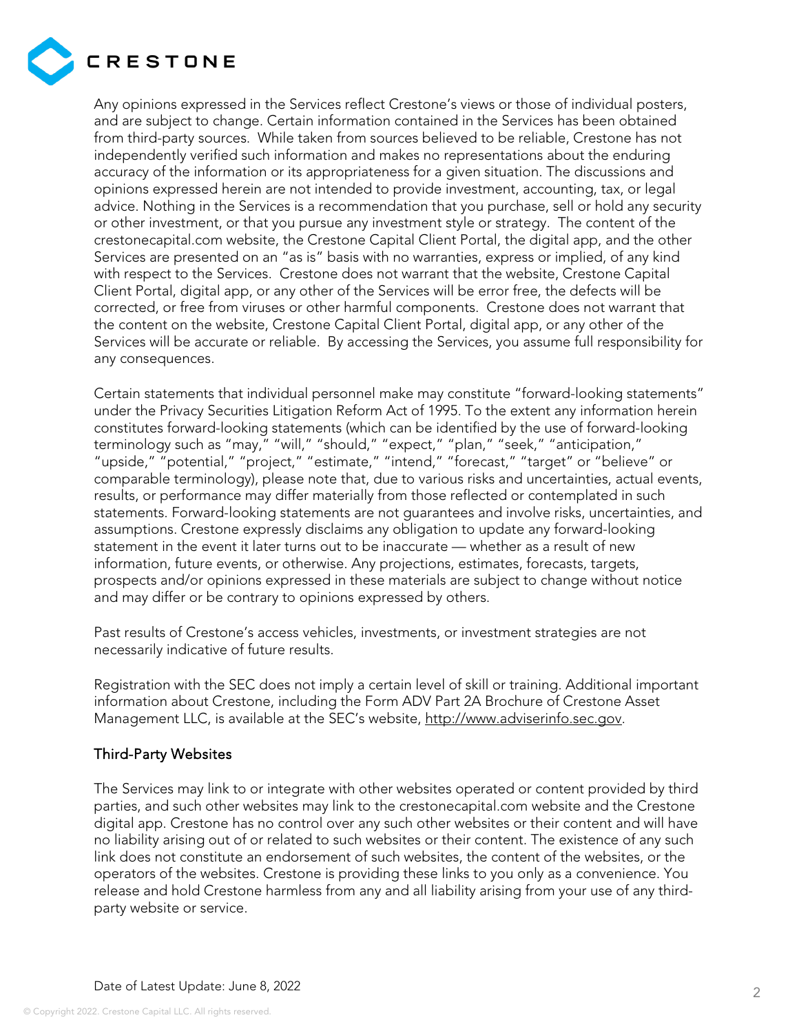Any opinions expressed in the Services reflect Crestone's views or those of individual posters, and are subject to change. Certain information contained in the Services has been obtained from third-party sources. While taken from sources believed to be reliable, Crestone has not independently verified such information and makes no representations about the enduring accuracy of the information or its appropriateness for a given situation. The discussions and opinions expressed herein are not intended to provide investment, accounting, tax, or legal advice. Nothing in the Services is a recommendation that you purchase, sell or hold any security or other investment, or that you pursue any investment style or strategy. The content of the crestonecapital.com website, the Crestone Capital Client Portal, the digital app, and the other Services are presented on an "as is" basis with no warranties, express or implied, of any kind with respect to the Services. Crestone does not warrant that the website, Crestone Capital Client Portal, digital app, or any other of the Services will be error free, the defects will be corrected, or free from viruses or other harmful components. Crestone does not warrant that the content on the website, Crestone Capital Client Portal, digital app, or any other of the Services will be accurate or reliable. By accessing the Services, you assume full responsibility for any consequences.

Certain statements that individual personnel make may constitute "forward-looking statements" under the Privacy Securities Litigation Reform Act of 1995. To the extent any information herein constitutes forward-looking statements (which can be identified by the use of forward-looking terminology such as "may," "will," "should," "expect," "plan," "seek," "anticipation," "upside," "potential," "project," "estimate," "intend," "forecast," "target" or "believe" or comparable terminology), please note that, due to various risks and uncertainties, actual events, results, or performance may differ materially from those reflected or contemplated in such statements. Forward-looking statements are not guarantees and involve risks, uncertainties, and assumptions. Crestone expressly disclaims any obligation to update any forward-looking statement in the event it later turns out to be inaccurate — whether as a result of new information, future events, or otherwise. Any projections, estimates, forecasts, targets, prospects and/or opinions expressed in these materials are subject to change without notice and may differ or be contrary to opinions expressed by others.

Past results of Crestone's access vehicles, investments, or investment strategies are not necessarily indicative of future results.

Registration with the SEC does not imply a certain level of skill or training. Additional important information about Crestone, including the Form ADV Part 2A Brochure of Crestone Asset Management LLC, is available at the SEC's website, http://www.adviserinfo.sec.gov.

## Third-Party Websites

The Services may link to or integrate with other websites operated or content provided by third parties, and such other websites may link to the crestonecapital.com website and the Crestone digital app. Crestone has no control over any such other websites or their content and will have no liability arising out of or related to such websites or their content. The existence of any such link does not constitute an endorsement of such websites, the content of the websites, or the operators of the websites. Crestone is providing these links to you only as a convenience. You release and hold Crestone harmless from any and all liability arising from your use of any third-party website or service.

Date of Latest Update: June 8, 2022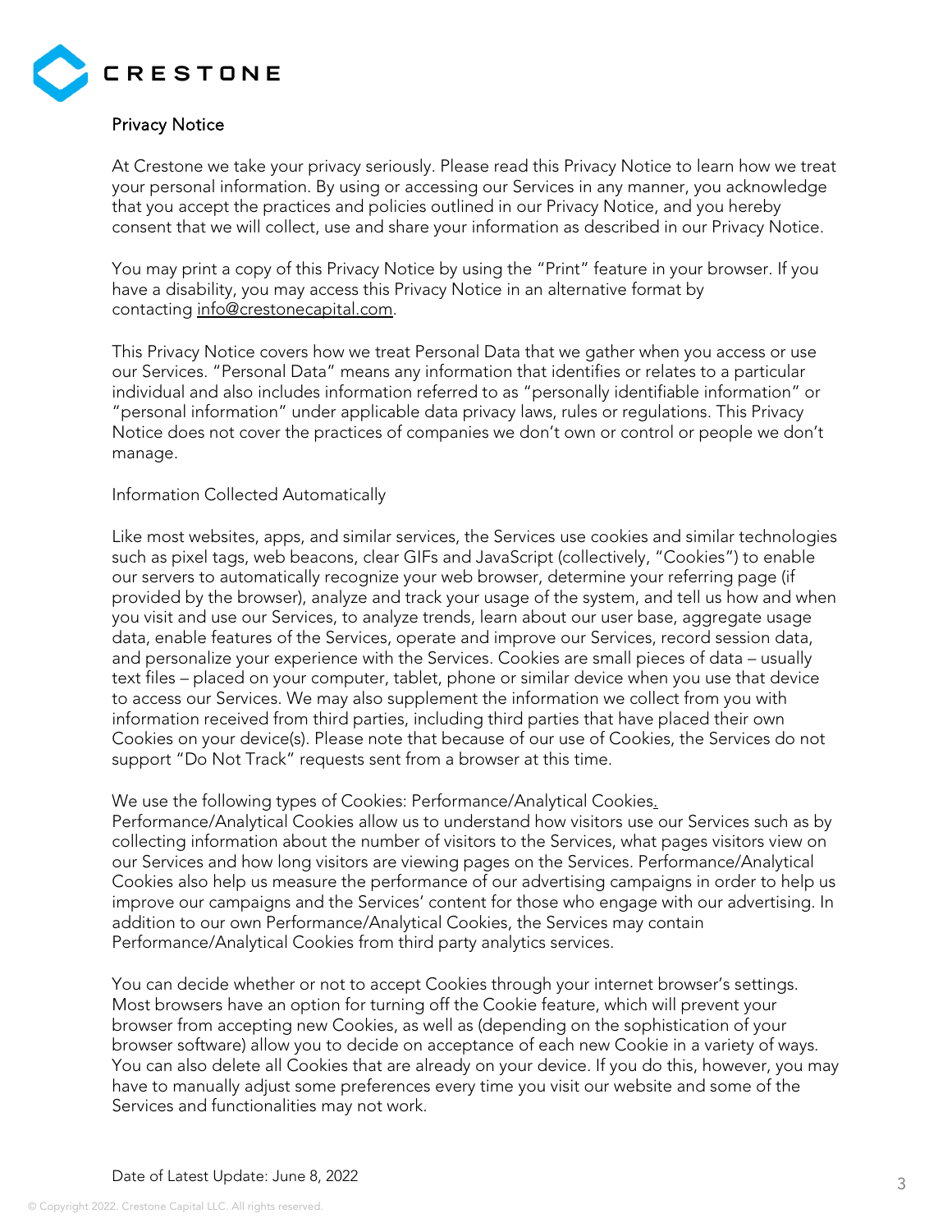## Privacy Notice

At Crestone we take your privacy seriously. Please read this Privacy Notice to learn how we treat your personal information. By using or accessing our Services in any manner, you acknowledge that you accept the practices and policies outlined in our Privacy Notice, and you hereby consent that we will collect, use and share your information as described in our Privacy Notice.

You may print a copy of this Privacy Notice by using the "Print" feature in your browser. If you have a disability, you may access this Privacy Notice in an alternative format by contacting info@crestonecapital.com.

This Privacy Notice covers how we treat Personal Data that we gather when you access or use our Services. "Personal Data" means any information that identifies or relates to a particular individual and also includes information referred to as "personally identifiable information" or "personal information" under applicable data privacy laws, rules or regulations. This Privacy Notice does not cover the practices of companies we don't own or control or people we don't manage.

### Information Collected Automatically

Like most websites, apps, and similar services, the Services use cookies and similar technologies such as pixel tags, web beacons, clear GIFs and JavaScript (collectively, "Cookies") to enable our servers to automatically recognize your web browser, determine your referring page (if provided by the browser), analyze and track your usage of the system, and tell us how and when you visit and use our Services, to analyze trends, learn about our user base, aggregate usage data, enable features of the Services, operate and improve our Services, record session data, and personalize your experience with the Services. Cookies are small pieces of data – usually text files – placed on your computer, tablet, phone or similar device when you use that device to access our Services. We may also supplement the information we collect from you with information received from third parties, including third parties that have placed their own Cookies on your device(s). Please note that because of our use of Cookies, the Services do not support "Do Not Track" requests sent from a browser at this time.

We use the following types of Cookies: Performance/Analytical Cookies.
Performance/Analytical Cookies allow us to understand how visitors use our Services such as by collecting information about the number of visitors to the Services, what pages visitors view on our Services and how long visitors are viewing pages on the Services. Performance/Analytical Cookies also help us measure the performance of our advertising campaigns in order to help us improve our campaigns and the Services' content for those who engage with our advertising. In addition to our own Performance/Analytical Cookies, the Services may contain Performance/Analytical Cookies from third party analytics services.

You can decide whether or not to accept Cookies through your internet browser's settings. Most browsers have an option for turning off the Cookie feature, which will prevent your browser from accepting new Cookies, as well as (depending on the sophistication of your browser software) allow you to decide on acceptance of each new Cookie in a variety of ways. You can also delete all Cookies that are already on your device. If you do this, however, you may have to manually adjust some preferences every time you visit our website and some of the Services and functionalities may not work.

Date of Latest Update: June 8, 2022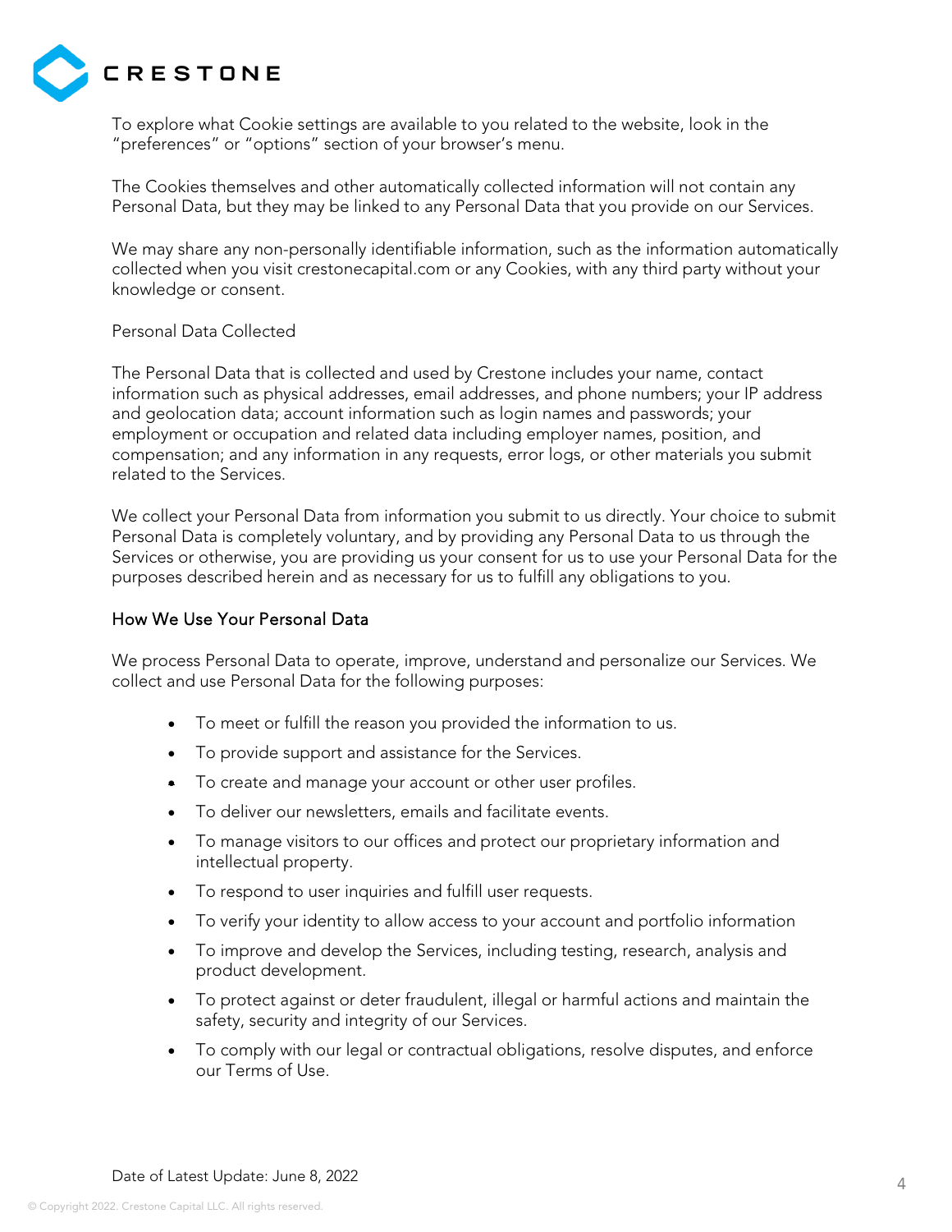To explore what Cookie settings are available to you related to the website, look in the "preferences" or "options" section of your browser's menu.

The Cookies themselves and other automatically collected information will not contain any Personal Data, but they may be linked to any Personal Data that you provide on our Services.

We may share any non-personally identifiable information, such as the information automatically collected when you visit crestonecapital.com or any Cookies, with any third party without your knowledge or consent.

Personal Data Collected

The Personal Data that is collected and used by Crestone includes your name, contact information such as physical addresses, email addresses, and phone numbers; your IP address and geolocation data; account information such as login names and passwords; your employment or occupation and related data including employer names, position, and compensation; and any information in any requests, error logs, or other materials you submit related to the Services.

We collect your Personal Data from information you submit to us directly. Your choice to submit Personal Data is completely voluntary, and by providing any Personal Data to us through the Services or otherwise, you are providing us your consent for us to use your Personal Data for the purposes described herein and as necessary for us to fulfill any obligations to you.

## How We Use Your Personal Data

We process Personal Data to operate, improve, understand and personalize our Services. We collect and use Personal Data for the following purposes:

- To meet or fulfill the reason you provided the information to us.
- To provide support and assistance for the Services.
- To create and manage your account or other user profiles.
- To deliver our newsletters, emails and facilitate events.
- To manage visitors to our offices and protect our proprietary information and intellectual property.
- To respond to user inquiries and fulfill user requests.
- To verify your identity to allow access to your account and portfolio information
- To improve and develop the Services, including testing, research, analysis and product development.
- To protect against or deter fraudulent, illegal or harmful actions and maintain the safety, security and integrity of our Services.
- To comply with our legal or contractual obligations, resolve disputes, and enforce our Terms of Use.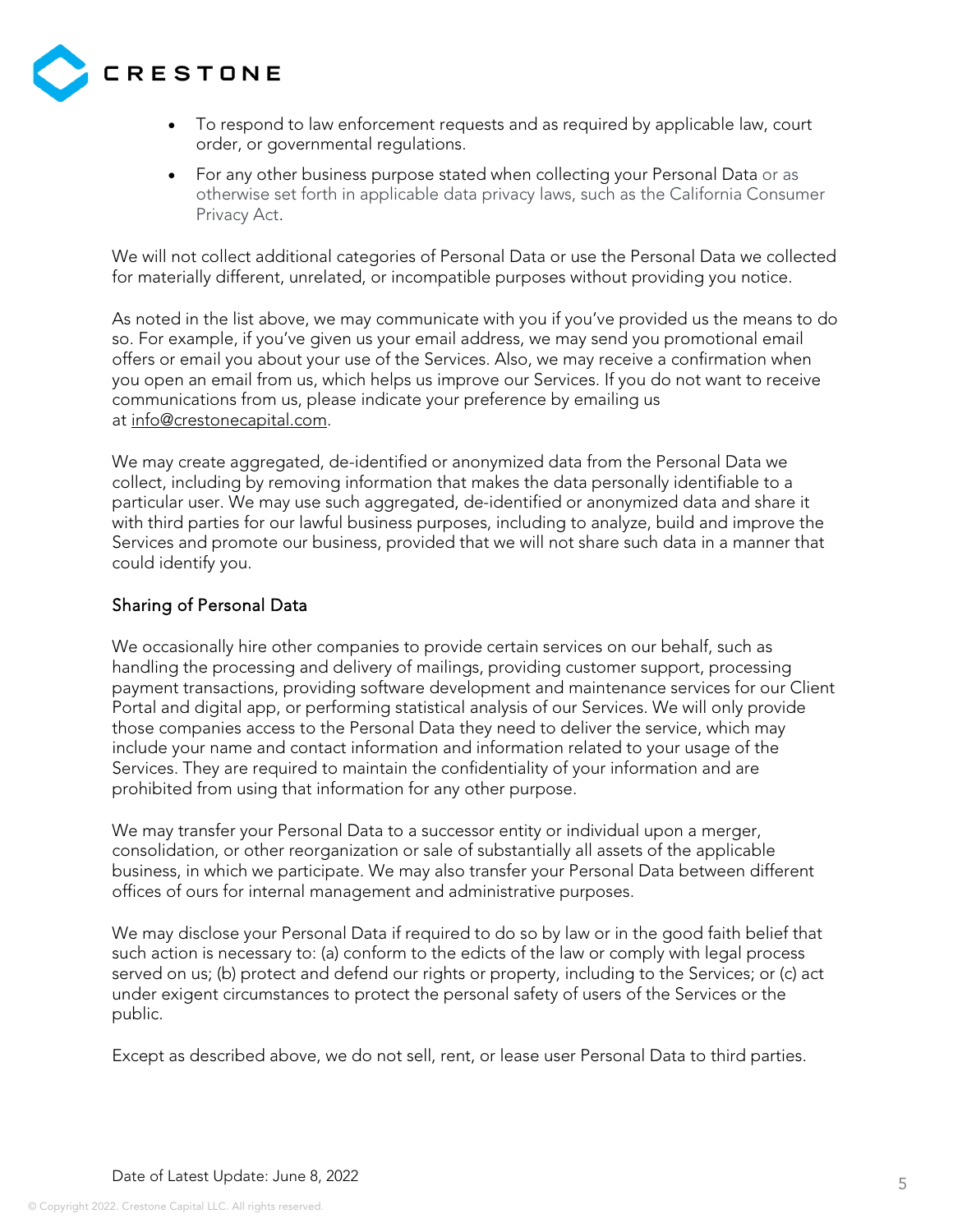- To respond to law enforcement requests and as required by applicable law, court order, or governmental regulations.
- For any other business purpose stated when collecting your Personal Data or as otherwise set forth in applicable data privacy laws, such as the California Consumer Privacy Act.

We will not collect additional categories of Personal Data or use the Personal Data we collected for materially different, unrelated, or incompatible purposes without providing you notice.

As noted in the list above, we may communicate with you if you've provided us the means to do so. For example, if you've given us your email address, we may send you promotional email offers or email you about your use of the Services. Also, we may receive a confirmation when you open an email from us, which helps us improve our Services. If you do not want to receive communications from us, please indicate your preference by emailing us at info@crestonecapital.com.

We may create aggregated, de-identified or anonymized data from the Personal Data we collect, including by removing information that makes the data personally identifiable to a particular user. We may use such aggregated, de-identified or anonymized data and share it with third parties for our lawful business purposes, including to analyze, build and improve the Services and promote our business, provided that we will not share such data in a manner that could identify you.

## Sharing of Personal Data

We occasionally hire other companies to provide certain services on our behalf, such as handling the processing and delivery of mailings, providing customer support, processing payment transactions, providing software development and maintenance services for our Client Portal and digital app, or performing statistical analysis of our Services. We will only provide those companies access to the Personal Data they need to deliver the service, which may include your name and contact information and information related to your usage of the Services. They are required to maintain the confidentiality of your information and are prohibited from using that information for any other purpose.

We may transfer your Personal Data to a successor entity or individual upon a merger, consolidation, or other reorganization or sale of substantially all assets of the applicable business, in which we participate. We may also transfer your Personal Data between different offices of ours for internal management and administrative purposes.

We may disclose your Personal Data if required to do so by law or in the good faith belief that such action is necessary to: (a) conform to the edicts of the law or comply with legal process served on us; (b) protect and defend our rights or property, including to the Services; or (c) act under exigent circumstances to protect the personal safety of users of the Services or the public.

Except as described above, we do not sell, rent, or lease user Personal Data to third parties.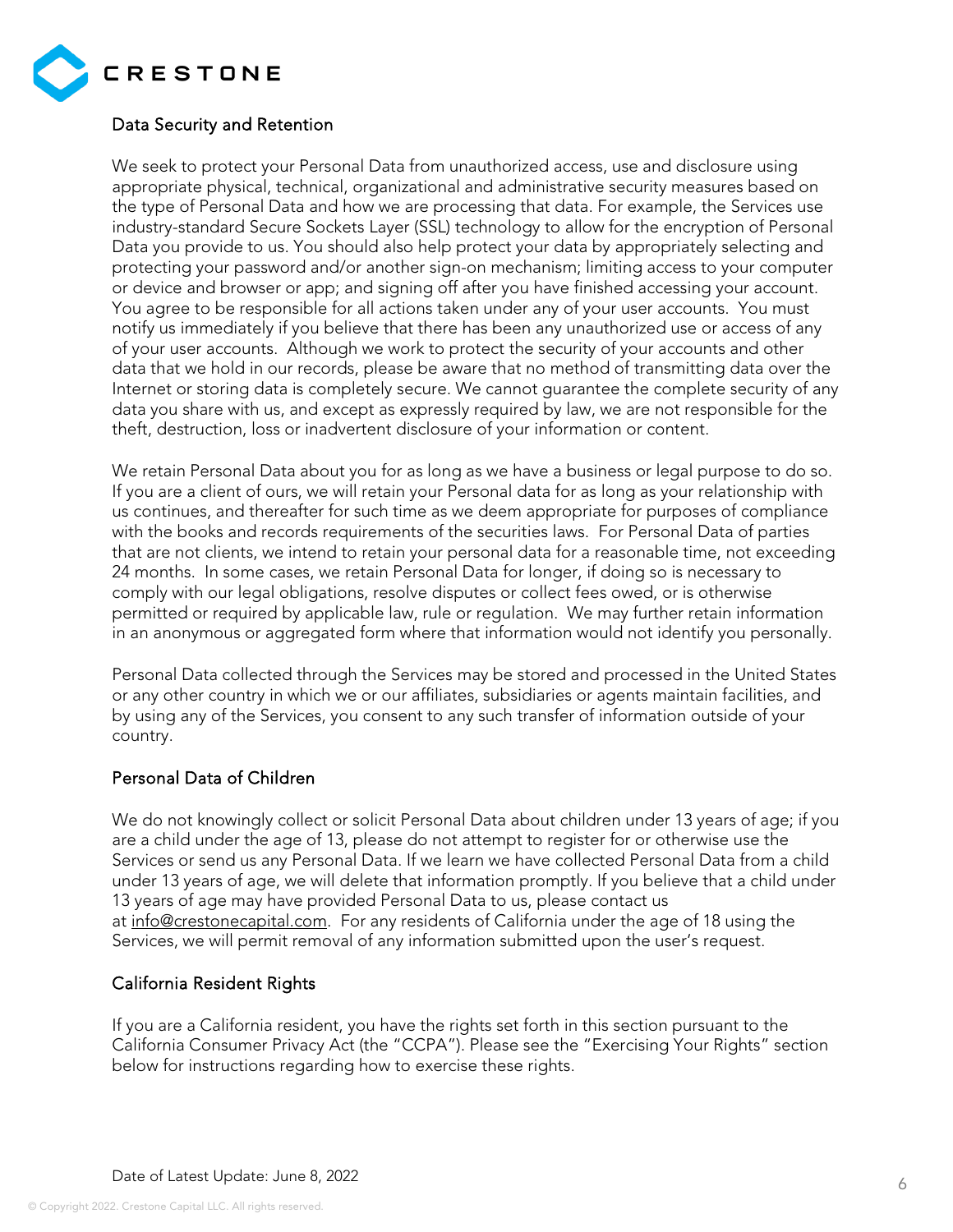## Data Security and Retention

We seek to protect your Personal Data from unauthorized access, use and disclosure using appropriate physical, technical, organizational and administrative security measures based on the type of Personal Data and how we are processing that data. For example, the Services use industry-standard Secure Sockets Layer (SSL) technology to allow for the encryption of Personal Data you provide to us. You should also help protect your data by appropriately selecting and protecting your password and/or another sign-on mechanism; limiting access to your computer or device and browser or app; and signing off after you have finished accessing your account. You agree to be responsible for all actions taken under any of your user accounts. You must notify us immediately if you believe that there has been any unauthorized use or access of any of your user accounts. Although we work to protect the security of your accounts and other data that we hold in our records, please be aware that no method of transmitting data over the Internet or storing data is completely secure. We cannot guarantee the complete security of any data you share with us, and except as expressly required by law, we are not responsible for the theft, destruction, loss or inadvertent disclosure of your information or content.

We retain Personal Data about you for as long as we have a business or legal purpose to do so. If you are a client of ours, we will retain your Personal data for as long as your relationship with us continues, and thereafter for such time as we deem appropriate for purposes of compliance with the books and records requirements of the securities laws. For Personal Data of parties that are not clients, we intend to retain your personal data for a reasonable time, not exceeding 24 months. In some cases, we retain Personal Data for longer, if doing so is necessary to comply with our legal obligations, resolve disputes or collect fees owed, or is otherwise permitted or required by applicable law, rule or regulation. We may further retain information in an anonymous or aggregated form where that information would not identify you personally.

Personal Data collected through the Services may be stored and processed in the United States or any other country in which we or our affiliates, subsidiaries or agents maintain facilities, and by using any of the Services, you consent to any such transfer of information outside of your country.

## Personal Data of Children

We do not knowingly collect or solicit Personal Data about children under 13 years of age; if you are a child under the age of 13, please do not attempt to register for or otherwise use the Services or send us any Personal Data. If we learn we have collected Personal Data from a child under 13 years of age, we will delete that information promptly. If you believe that a child under 13 years of age may have provided Personal Data to us, please contact us at info@crestonecapital.com. For any residents of California under the age of 18 using the Services, we will permit removal of any information submitted upon the user's request.

## California Resident Rights

If you are a California resident, you have the rights set forth in this section pursuant to the California Consumer Privacy Act (the "CCPA"). Please see the "Exercising Your Rights" section below for instructions regarding how to exercise these rights.

Date of Latest Update: June 8, 2022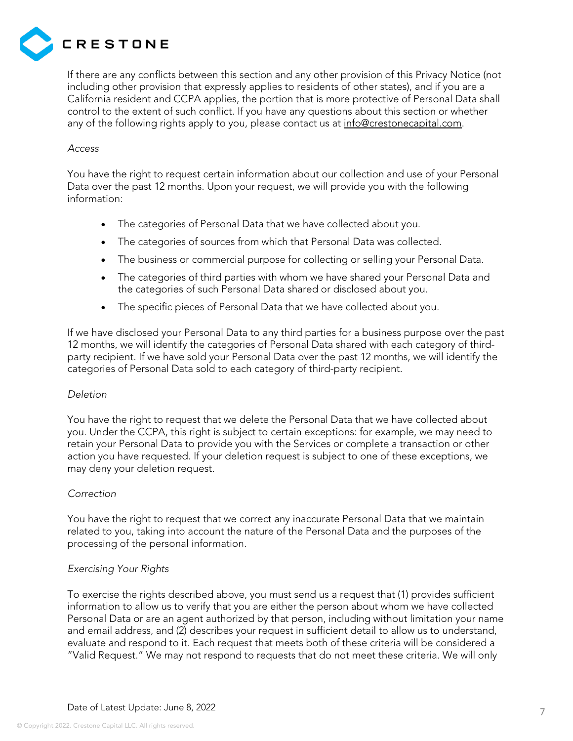If there are any conflicts between this section and any other provision of this Privacy Notice (not including other provision that expressly applies to residents of other states), and if you are a California resident and CCPA applies, the portion that is more protective of Personal Data shall control to the extent of such conflict. If you have any questions about this section or whether any of the following rights apply to you, please contact us at info@crestonecapital.com.

*Access*

You have the right to request certain information about our collection and use of your Personal Data over the past 12 months. Upon your request, we will provide you with the following information:

- The categories of Personal Data that we have collected about you.
- The categories of sources from which that Personal Data was collected.
- The business or commercial purpose for collecting or selling your Personal Data.
- The categories of third parties with whom we have shared your Personal Data and the categories of such Personal Data shared or disclosed about you.
- The specific pieces of Personal Data that we have collected about you.

If we have disclosed your Personal Data to any third parties for a business purpose over the past 12 months, we will identify the categories of Personal Data shared with each category of third-party recipient. If we have sold your Personal Data over the past 12 months, we will identify the categories of Personal Data sold to each category of third-party recipient.

*Deletion*

You have the right to request that we delete the Personal Data that we have collected about you. Under the CCPA, this right is subject to certain exceptions: for example, we may need to retain your Personal Data to provide you with the Services or complete a transaction or other action you have requested. If your deletion request is subject to one of these exceptions, we may deny your deletion request.

*Correction*

You have the right to request that we correct any inaccurate Personal Data that we maintain related to you, taking into account the nature of the Personal Data and the purposes of the processing of the personal information.

*Exercising Your Rights*

To exercise the rights described above, you must send us a request that (1) provides sufficient information to allow us to verify that you are either the person about whom we have collected Personal Data or are an agent authorized by that person, including without limitation your name and email address, and (2) describes your request in sufficient detail to allow us to understand, evaluate and respond to it. Each request that meets both of these criteria will be considered a "Valid Request." We may not respond to requests that do not meet these criteria. We will only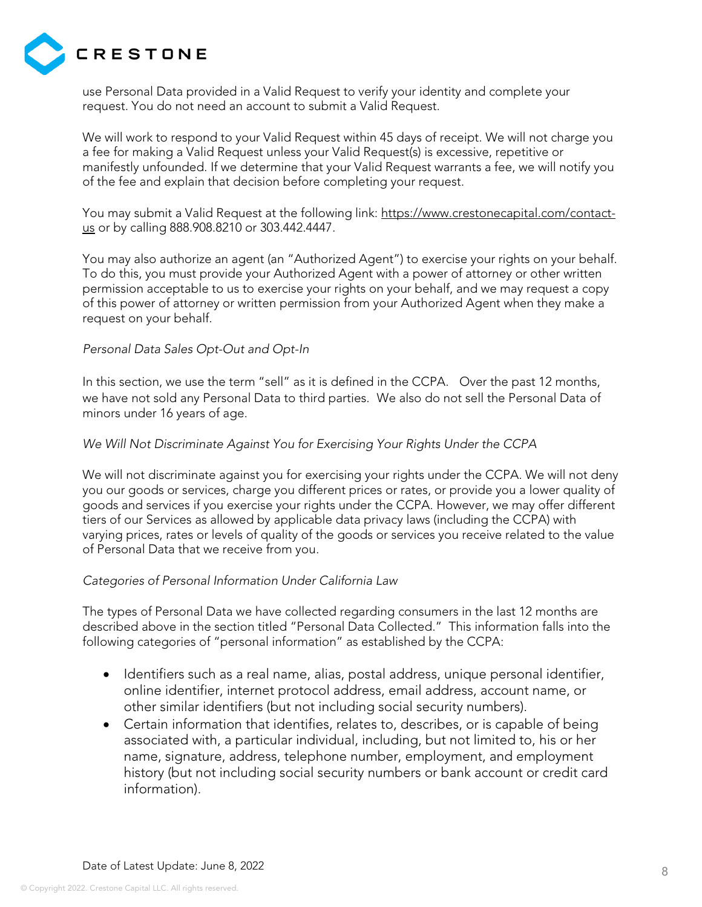use Personal Data provided in a Valid Request to verify your identity and complete your request. You do not need an account to submit a Valid Request.

We will work to respond to your Valid Request within 45 days of receipt. We will not charge you a fee for making a Valid Request unless your Valid Request(s) is excessive, repetitive or manifestly unfounded. If we determine that your Valid Request warrants a fee, we will notify you of the fee and explain that decision before completing your request.

You may submit a Valid Request at the following link: https://www.crestonecapital.com/contact-us or by calling 888.908.8210 or 303.442.4447.

You may also authorize an agent (an "Authorized Agent") to exercise your rights on your behalf. To do this, you must provide your Authorized Agent with a power of attorney or other written permission acceptable to us to exercise your rights on your behalf, and we may request a copy of this power of attorney or written permission from your Authorized Agent when they make a request on your behalf.

*Personal Data Sales Opt-Out and Opt-In*

In this section, we use the term "sell" as it is defined in the CCPA. Over the past 12 months, we have not sold any Personal Data to third parties. We also do not sell the Personal Data of minors under 16 years of age.

*We Will Not Discriminate Against You for Exercising Your Rights Under the CCPA*

We will not discriminate against you for exercising your rights under the CCPA. We will not deny you our goods or services, charge you different prices or rates, or provide you a lower quality of goods and services if you exercise your rights under the CCPA. However, we may offer different tiers of our Services as allowed by applicable data privacy laws (including the CCPA) with varying prices, rates or levels of quality of the goods or services you receive related to the value of Personal Data that we receive from you.

*Categories of Personal Information Under California Law*

The types of Personal Data we have collected regarding consumers in the last 12 months are described above in the section titled "Personal Data Collected." This information falls into the following categories of "personal information" as established by the CCPA:

- Identifiers such as a real name, alias, postal address, unique personal identifier, online identifier, internet protocol address, email address, account name, or other similar identifiers (but not including social security numbers).
- Certain information that identifies, relates to, describes, or is capable of being associated with, a particular individual, including, but not limited to, his or her name, signature, address, telephone number, employment, and employment history (but not including social security numbers or bank account or credit card information).

Date of Latest Update: June 8, 2022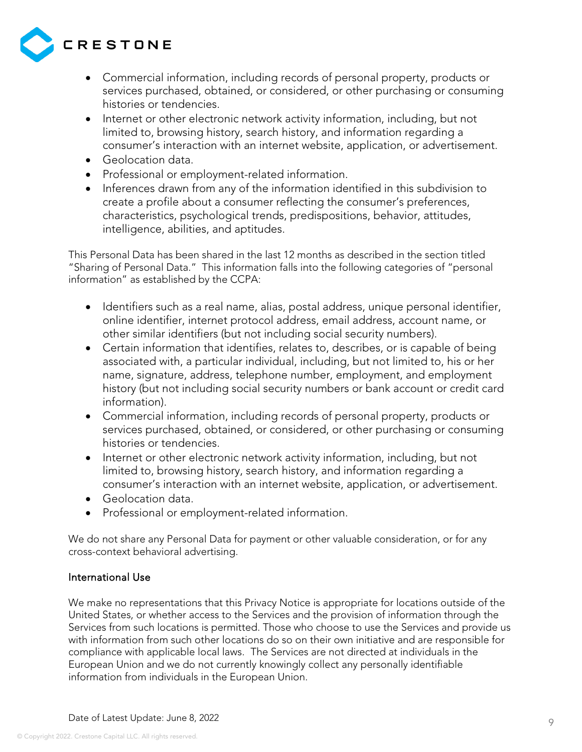- Commercial information, including records of personal property, products or services purchased, obtained, or considered, or other purchasing or consuming histories or tendencies.
- Internet or other electronic network activity information, including, but not limited to, browsing history, search history, and information regarding a consumer's interaction with an internet website, application, or advertisement.
- Geolocation data.
- Professional or employment-related information.
- Inferences drawn from any of the information identified in this subdivision to create a profile about a consumer reflecting the consumer's preferences, characteristics, psychological trends, predispositions, behavior, attitudes, intelligence, abilities, and aptitudes.

This Personal Data has been shared in the last 12 months as described in the section titled "Sharing of Personal Data." This information falls into the following categories of "personal information" as established by the CCPA:

- Identifiers such as a real name, alias, postal address, unique personal identifier, online identifier, internet protocol address, email address, account name, or other similar identifiers (but not including social security numbers).
- Certain information that identifies, relates to, describes, or is capable of being associated with, a particular individual, including, but not limited to, his or her name, signature, address, telephone number, employment, and employment history (but not including social security numbers or bank account or credit card information).
- Commercial information, including records of personal property, products or services purchased, obtained, or considered, or other purchasing or consuming histories or tendencies.
- Internet or other electronic network activity information, including, but not limited to, browsing history, search history, and information regarding a consumer's interaction with an internet website, application, or advertisement.
- Geolocation data.
- Professional or employment-related information.

We do not share any Personal Data for payment or other valuable consideration, or for any cross-context behavioral advertising.

## International Use

We make no representations that this Privacy Notice is appropriate for locations outside of the United States, or whether access to the Services and the provision of information through the Services from such locations is permitted. Those who choose to use the Services and provide us with information from such other locations do so on their own initiative and are responsible for compliance with applicable local laws. The Services are not directed at individuals in the European Union and we do not currently knowingly collect any personally identifiable information from individuals in the European Union.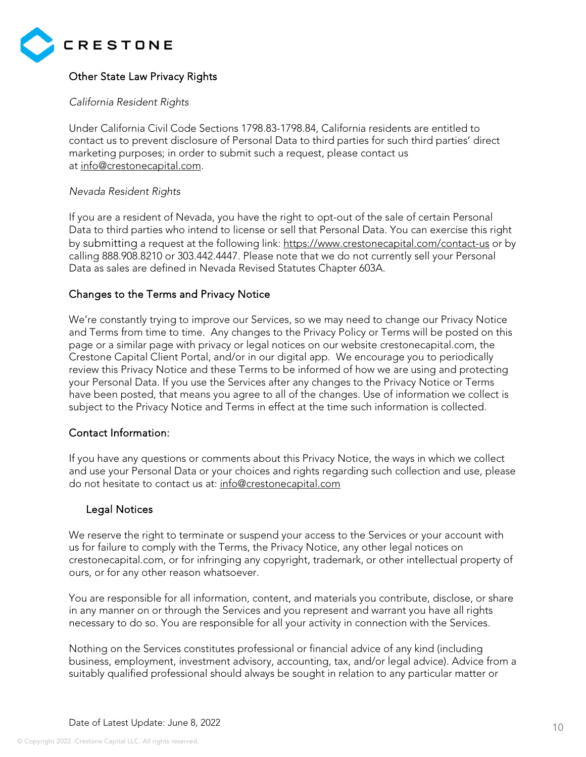## Other State Law Privacy Rights

*California Resident Rights*

Under California Civil Code Sections 1798.83-1798.84, California residents are entitled to contact us to prevent disclosure of Personal Data to third parties for such third parties' direct marketing purposes; in order to submit such a request, please contact us at info@crestonecapital.com.

*Nevada Resident Rights*

If you are a resident of Nevada, you have the right to opt-out of the sale of certain Personal Data to third parties who intend to license or sell that Personal Data. You can exercise this right by submitting a request at the following link: https://www.crestonecapital.com/contact-us or by calling 888.908.8210 or 303.442.4447. Please note that we do not currently sell your Personal Data as sales are defined in Nevada Revised Statutes Chapter 603A.

## Changes to the Terms and Privacy Notice

We're constantly trying to improve our Services, so we may need to change our Privacy Notice and Terms from time to time. Any changes to the Privacy Policy or Terms will be posted on this page or a similar page with privacy or legal notices on our website crestonecapital.com, the Crestone Capital Client Portal, and/or in our digital app. We encourage you to periodically review this Privacy Notice and these Terms to be informed of how we are using and protecting your Personal Data. If you use the Services after any changes to the Privacy Notice or Terms have been posted, that means you agree to all of the changes. Use of information we collect is subject to the Privacy Notice and Terms in effect at the time such information is collected.

## Contact Information:

If you have any questions or comments about this Privacy Notice, the ways in which we collect and use your Personal Data or your choices and rights regarding such collection and use, please do not hesitate to contact us at: info@crestonecapital.com

## Legal Notices

We reserve the right to terminate or suspend your access to the Services or your account with us for failure to comply with the Terms, the Privacy Notice, any other legal notices on crestonecapital.com, or for infringing any copyright, trademark, or other intellectual property of ours, or for any other reason whatsoever.

You are responsible for all information, content, and materials you contribute, disclose, or share in any manner on or through the Services and you represent and warrant you have all rights necessary to do so. You are responsible for all your activity in connection with the Services.

Nothing on the Services constitutes professional or financial advice of any kind (including business, employment, investment advisory, accounting, tax, and/or legal advice). Advice from a suitably qualified professional should always be sought in relation to any particular matter or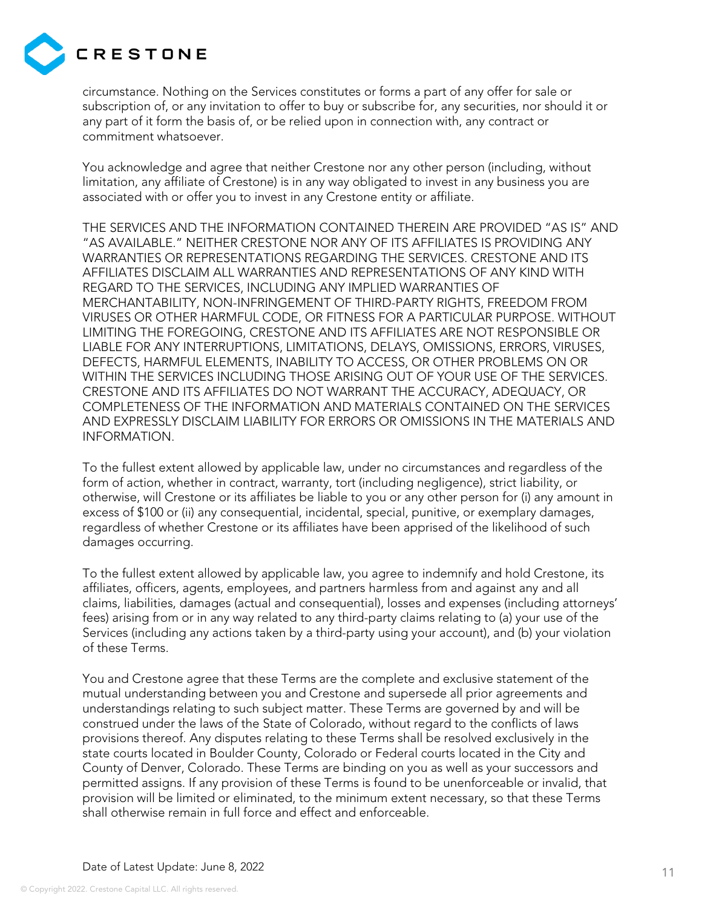circumstance. Nothing on the Services constitutes or forms a part of any offer for sale or subscription of, or any invitation to offer to buy or subscribe for, any securities, nor should it or any part of it form the basis of, or be relied upon in connection with, any contract or commitment whatsoever.

You acknowledge and agree that neither Crestone nor any other person (including, without limitation, any affiliate of Crestone) is in any way obligated to invest in any business you are associated with or offer you to invest in any Crestone entity or affiliate.

THE SERVICES AND THE INFORMATION CONTAINED THEREIN ARE PROVIDED "AS IS" AND "AS AVAILABLE." NEITHER CRESTONE NOR ANY OF ITS AFFILIATES IS PROVIDING ANY WARRANTIES OR REPRESENTATIONS REGARDING THE SERVICES. CRESTONE AND ITS AFFILIATES DISCLAIM ALL WARRANTIES AND REPRESENTATIONS OF ANY KIND WITH REGARD TO THE SERVICES, INCLUDING ANY IMPLIED WARRANTIES OF MERCHANTABILITY, NON-INFRINGEMENT OF THIRD-PARTY RIGHTS, FREEDOM FROM VIRUSES OR OTHER HARMFUL CODE, OR FITNESS FOR A PARTICULAR PURPOSE. WITHOUT LIMITING THE FOREGOING, CRESTONE AND ITS AFFILIATES ARE NOT RESPONSIBLE OR LIABLE FOR ANY INTERRUPTIONS, LIMITATIONS, DELAYS, OMISSIONS, ERRORS, VIRUSES, DEFECTS, HARMFUL ELEMENTS, INABILITY TO ACCESS, OR OTHER PROBLEMS ON OR WITHIN THE SERVICES INCLUDING THOSE ARISING OUT OF YOUR USE OF THE SERVICES. CRESTONE AND ITS AFFILIATES DO NOT WARRANT THE ACCURACY, ADEQUACY, OR COMPLETENESS OF THE INFORMATION AND MATERIALS CONTAINED ON THE SERVICES AND EXPRESSLY DISCLAIM LIABILITY FOR ERRORS OR OMISSIONS IN THE MATERIALS AND INFORMATION.

To the fullest extent allowed by applicable law, under no circumstances and regardless of the form of action, whether in contract, warranty, tort (including negligence), strict liability, or otherwise, will Crestone or its affiliates be liable to you or any other person for (i) any amount in excess of $100 or (ii) any consequential, incidental, special, punitive, or exemplary damages, regardless of whether Crestone or its affiliates have been apprised of the likelihood of such damages occurring.

To the fullest extent allowed by applicable law, you agree to indemnify and hold Crestone, its affiliates, officers, agents, employees, and partners harmless from and against any and all claims, liabilities, damages (actual and consequential), losses and expenses (including attorneys' fees) arising from or in any way related to any third-party claims relating to (a) your use of the Services (including any actions taken by a third-party using your account), and (b) your violation of these Terms.

You and Crestone agree that these Terms are the complete and exclusive statement of the mutual understanding between you and Crestone and supersede all prior agreements and understandings relating to such subject matter. These Terms are governed by and will be construed under the laws of the State of Colorado, without regard to the conflicts of laws provisions thereof. Any disputes relating to these Terms shall be resolved exclusively in the state courts located in Boulder County, Colorado or Federal courts located in the City and County of Denver, Colorado. These Terms are binding on you as well as your successors and permitted assigns. If any provision of these Terms is found to be unenforceable or invalid, that provision will be limited or eliminated, to the minimum extent necessary, so that these Terms shall otherwise remain in full force and effect and enforceable.

Date of Latest Update: June 8, 2022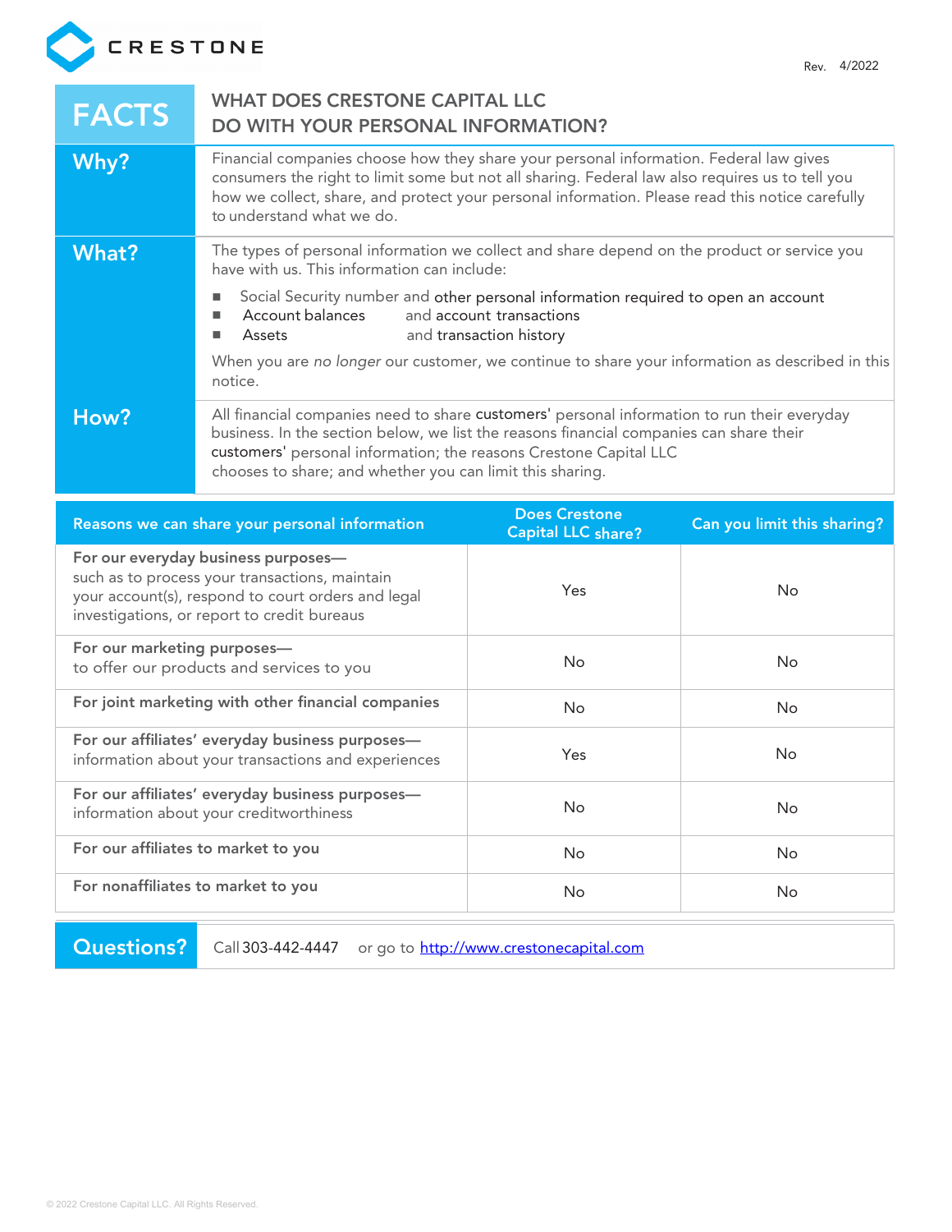CRESTONE

Rev. 4/2022

| FACTS | WHAT DOES CRESTONE CAPITAL LLC DO WITH YOUR PERSONAL INFORMATION? |
|---|---|
| **Why?** | Financial companies choose how they share your personal information. Federal law gives consumers the right to limit some but not all sharing. Federal law also requires us to tell you how we collect, share, and protect your personal information. Please read this notice carefully to understand what we do. |
| **What?** | The types of personal information we collect and share depend on the product or service you have with us. This information can include:<br>■ Social Security number and other personal information required to open an account<br>■ Account balances and account transactions<br>■ Assets and transaction history<br><br>When you are *no longer* our customer, we continue to share your information as described in this notice. |
| **How?** | All financial companies need to share customers' personal information to run their everyday business. In the section below, we list the reasons financial companies can share their customers' personal information; the reasons Crestone Capital LLC chooses to share; and whether you can limit this sharing. |

| Reasons we can share your personal information | Does Crestone Capital LLC share? | Can you limit this sharing? |
|---|---|---|
| **For our everyday business purposes—** such as to process your transactions, maintain your account(s), respond to court orders and legal investigations, or report to credit bureaus | Yes | No |
| **For our marketing purposes—** to offer our products and services to you | No | No |
| **For joint marketing with other financial companies** | No | No |
| **For our affiliates' everyday business purposes—** information about your transactions and experiences | Yes | No |
| **For our affiliates' everyday business purposes—** information about your creditworthiness | No | No |
| **For our affiliates to market to you** | No | No |
| **For nonaffiliates to market to you** | No | No |

**Questions?** Call 303-442-4447 or go to [http://www.crestonecapital.com](http://www.crestonecapital.com)

© 2022 Crestone Capital LLC. All Rights Reserved.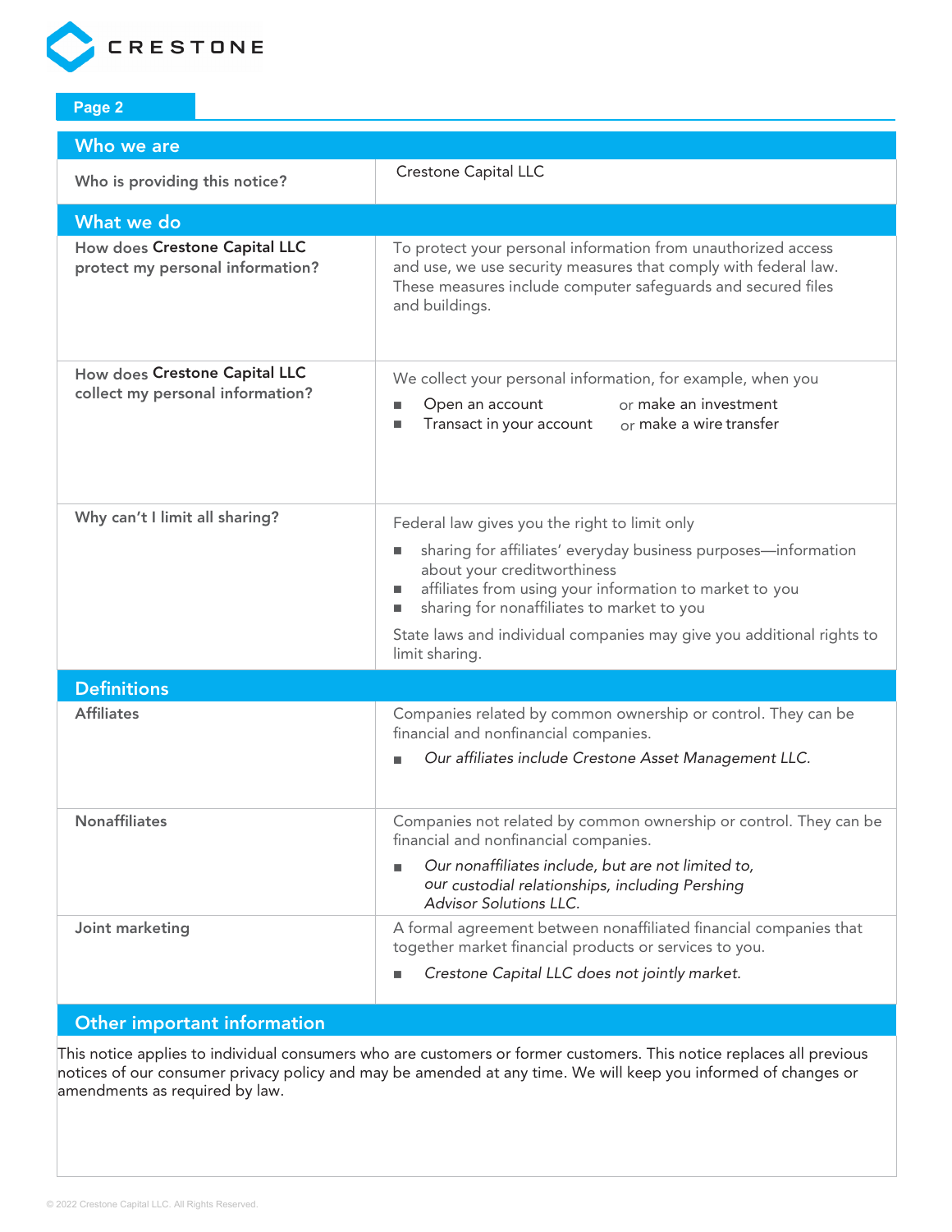CRESTONE

Page 2

| Who we are | |
| --- | --- |
| Who is providing this notice? | Crestone Capital LLC |

| What we do | |
| --- | --- |
| How does Crestone Capital LLC protect my personal information? | To protect your personal information from unauthorized access and use, we use security measures that comply with federal law. These measures include computer safeguards and secured files and buildings. |
| How does Crestone Capital LLC collect my personal information? | We collect your personal information, for example, when you<br>■ Open an account or make an investment<br>■ Transact in your account or make a wire transfer |
| Why can't I limit all sharing? | Federal law gives you the right to limit only<br>■ sharing for affiliates' everyday business purposes—information about your creditworthiness<br>■ affiliates from using your information to market to you<br>■ sharing for nonaffiliates to market to you<br>State laws and individual companies may give you additional rights to limit sharing. |

| Definitions | |
| --- | --- |
| Affiliates | Companies related by common ownership or control. They can be financial and nonfinancial companies.<br>■ *Our affiliates include Crestone Asset Management LLC.* |
| Nonaffiliates | Companies not related by common ownership or control. They can be financial and nonfinancial companies.<br>■ *Our nonaffiliates include, but are not limited to, our custodial relationships, including Pershing Advisor Solutions LLC.* |
| Joint marketing | A formal agreement between nonaffiliated financial companies that together market financial products or services to you.<br>■ *Crestone Capital LLC does not jointly market.* |

## Other important information

This notice applies to individual consumers who are customers or former customers. This notice replaces all previous notices of our consumer privacy policy and may be amended at any time. We will keep you informed of changes or amendments as required by law.

© 2022 Crestone Capital LLC. All Rights Reserved.